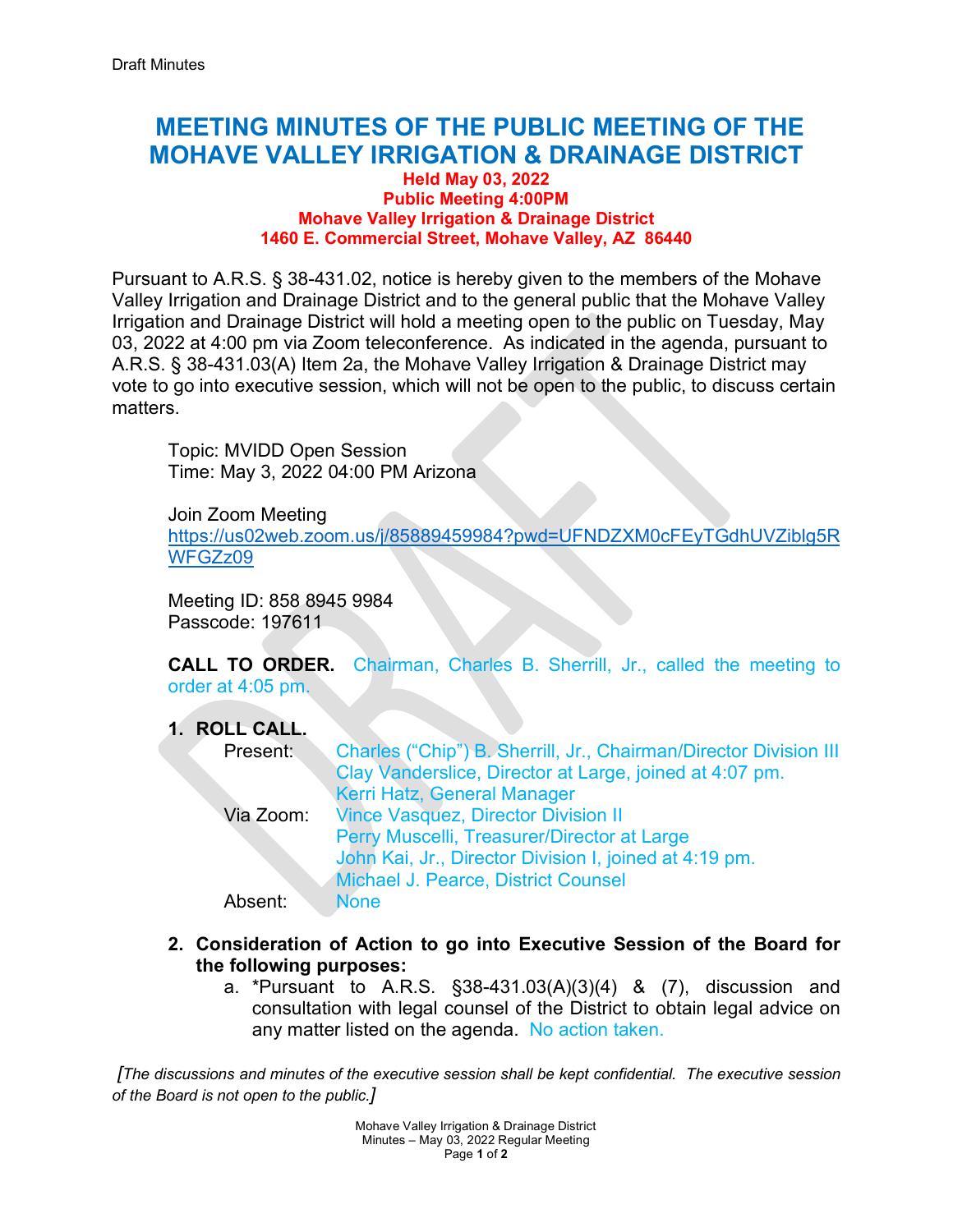Draft Minutes

# MEETING MINUTES OF THE PUBLIC MEETING OF THE MOHAVE VALLEY IRRIGATION & DRAINAGE DISTRICT

**Held May 03, 2022**
**Public Meeting 4:00PM**
**Mohave Valley Irrigation & Drainage District**
**1460 E. Commercial Street, Mohave Valley, AZ 86440**

Pursuant to A.R.S. § 38-431.02, notice is hereby given to the members of the Mohave Valley Irrigation and Drainage District and to the general public that the Mohave Valley Irrigation and Drainage District will hold a meeting open to the public on Tuesday, May 03, 2022 at 4:00 pm via Zoom teleconference. As indicated in the agenda, pursuant to A.R.S. § 38-431.03(A) Item 2a, the Mohave Valley Irrigation & Drainage District may vote to go into executive session, which will not be open to the public, to discuss certain matters.

Topic: MVIDD Open Session
Time: May 3, 2022 04:00 PM Arizona

Join Zoom Meeting
https://us02web.zoom.us/j/85889459984?pwd=UFNDZXM0cFEyTGdhUVZiblg5RWFGZz09

Meeting ID: 858 8945 9984
Passcode: 197611

**CALL TO ORDER.** Chairman, Charles B. Sherrill, Jr., called the meeting to order at 4:05 pm.

1. **ROLL CALL.**

   Present: Charles ("Chip") B. Sherrill, Jr., Chairman/Director Division III
   Clay Vanderslice, Director at Large, joined at 4:07 pm.
   Kerri Hatz, General Manager

   Via Zoom: Vince Vasquez, Director Division II
   Perry Muscelli, Treasurer/Director at Large
   John Kai, Jr., Director Division I, joined at 4:19 pm.
   Michael J. Pearce, District Counsel

   Absent: None

2. **Consideration of Action to go into Executive Session of the Board for the following purposes:**
   a. *Pursuant to A.R.S. §38-431.03(A)(3)(4) & (7), discussion and consultation with legal counsel of the District to obtain legal advice on any matter listed on the agenda. No action taken.

*[The discussions and minutes of the executive session shall be kept confidential. The executive session of the Board is not open to the public.]*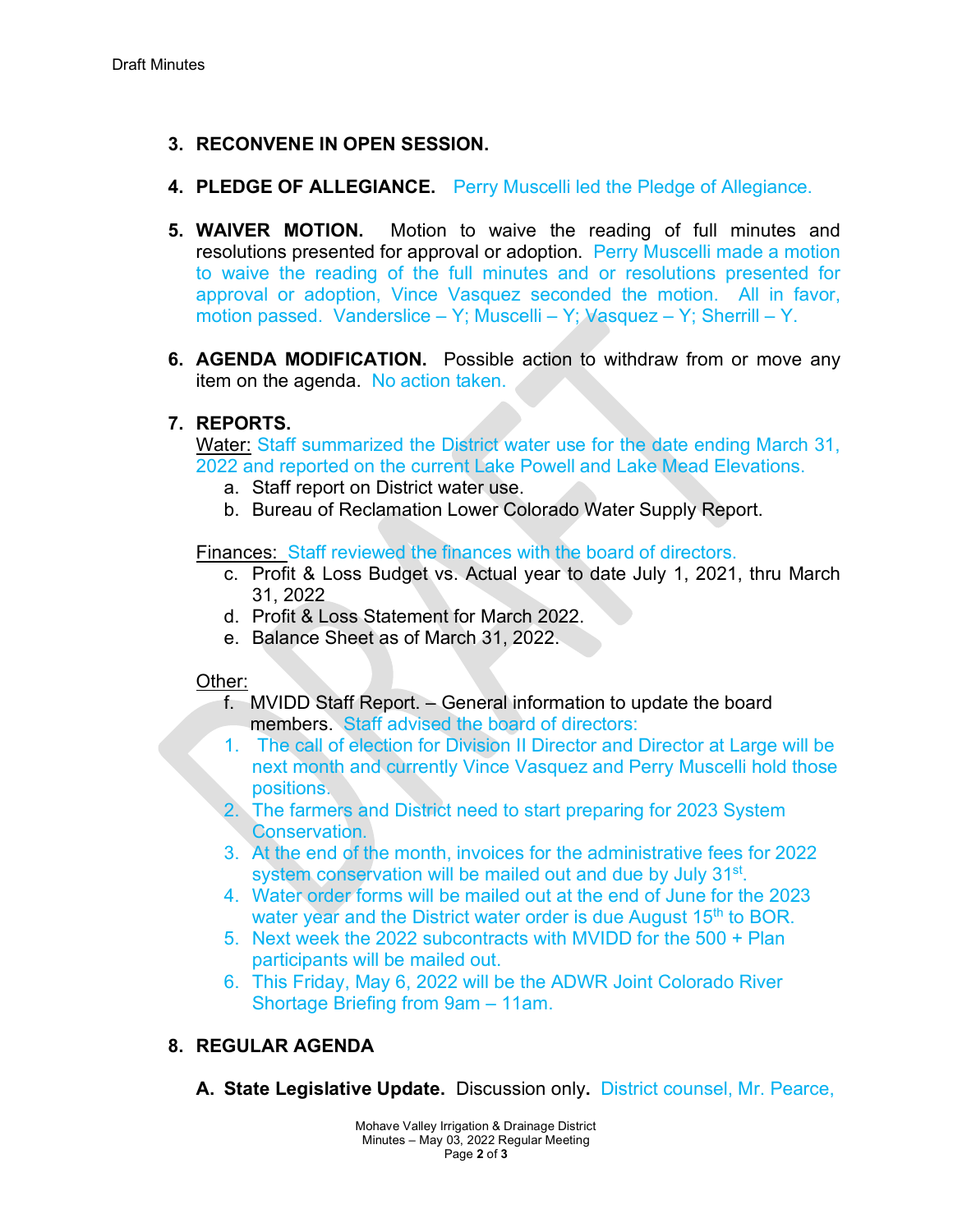Draft Minutes

3. **RECONVENE IN OPEN SESSION.**

4. **PLEDGE OF ALLEGIANCE.** Perry Muscelli led the Pledge of Allegiance.

5. **WAIVER MOTION.** Motion to waive the reading of full minutes and resolutions presented for approval or adoption. Perry Muscelli made a motion to waive the reading of the full minutes and or resolutions presented for approval or adoption, Vince Vasquez seconded the motion. All in favor, motion passed. Vanderslice – Y; Muscelli – Y; Vasquez – Y; Sherrill – Y.

6. **AGENDA MODIFICATION.** Possible action to withdraw from or move any item on the agenda. No action taken.

7. **REPORTS.**

   Water: Staff summarized the District water use for the date ending March 31, 2022 and reported on the current Lake Powell and Lake Mead Elevations.

   a. Staff report on District water use.
   b. Bureau of Reclamation Lower Colorado Water Supply Report.

   Finances: Staff reviewed the finances with the board of directors.

   c. Profit & Loss Budget vs. Actual year to date July 1, 2021, thru March 31, 2022
   d. Profit & Loss Statement for March 2022.
   e. Balance Sheet as of March 31, 2022.

   Other:

   f. MVIDD Staff Report. – General information to update the board members. Staff advised the board of directors:

   1. The call of election for Division II Director and Director at Large will be next month and currently Vince Vasquez and Perry Muscelli hold those positions.
   2. The farmers and District need to start preparing for 2023 System Conservation.
   3. At the end of the month, invoices for the administrative fees for 2022 system conservation will be mailed out and due by July 31st.
   4. Water order forms will be mailed out at the end of June for the 2023 water year and the District water order is due August 15th to BOR.
   5. Next week the 2022 subcontracts with MVIDD for the 500 + Plan participants will be mailed out.
   6. This Friday, May 6, 2022 will be the ADWR Joint Colorado River Shortage Briefing from 9am – 11am.

8. **REGULAR AGENDA**

   **A. State Legislative Update.** Discussion only. District counsel, Mr. Pearce,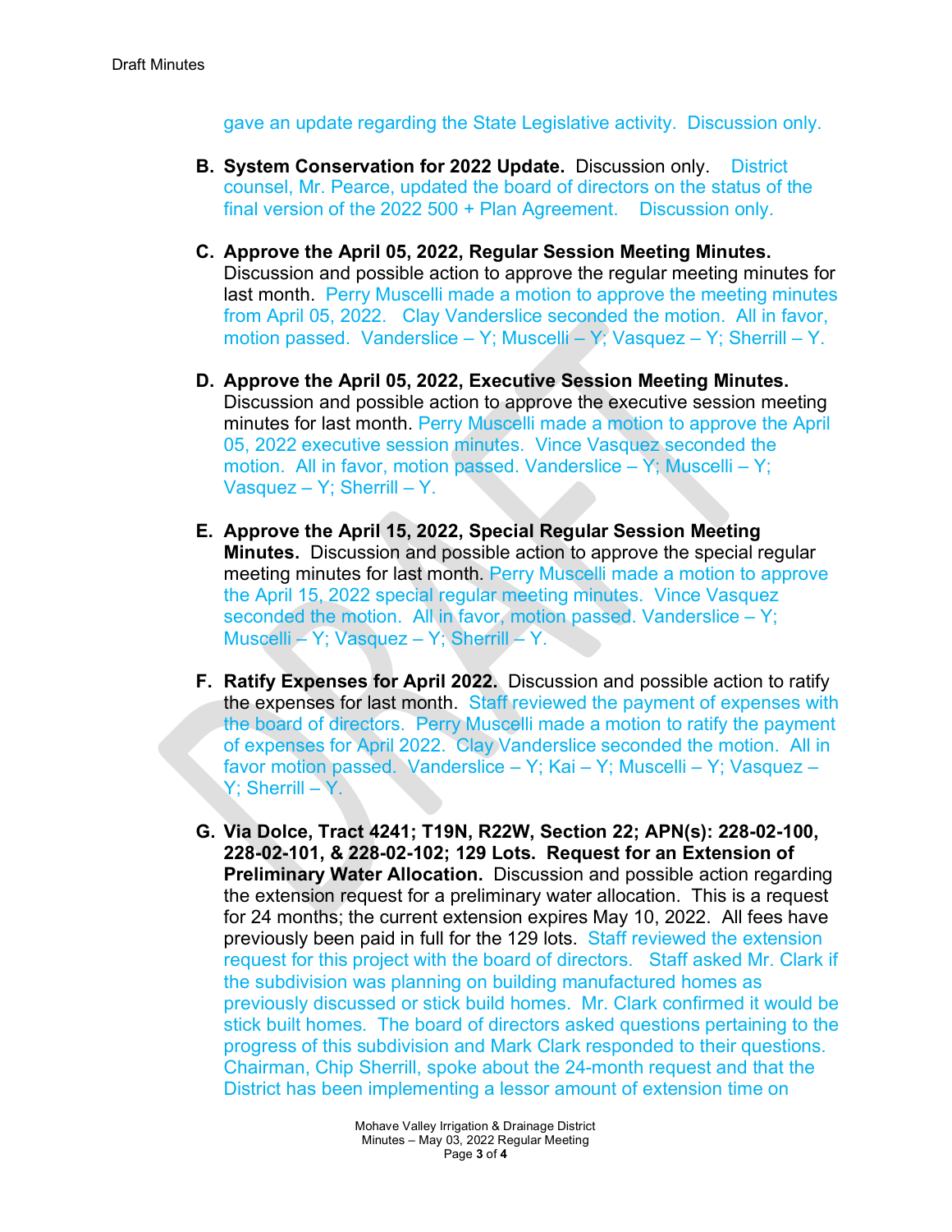gave an update regarding the State Legislative activity. Discussion only.

**B. System Conservation for 2022 Update.** Discussion only. District counsel, Mr. Pearce, updated the board of directors on the status of the final version of the 2022 500 + Plan Agreement. Discussion only.

**C. Approve the April 05, 2022, Regular Session Meeting Minutes.** Discussion and possible action to approve the regular meeting minutes for last month. Perry Muscelli made a motion to approve the meeting minutes from April 05, 2022. Clay Vanderslice seconded the motion. All in favor, motion passed. Vanderslice – Y; Muscelli – Y; Vasquez – Y; Sherrill – Y.

**D. Approve the April 05, 2022, Executive Session Meeting Minutes.** Discussion and possible action to approve the executive session meeting minutes for last month. Perry Muscelli made a motion to approve the April 05, 2022 executive session minutes. Vince Vasquez seconded the motion. All in favor, motion passed. Vanderslice – Y; Muscelli – Y; Vasquez – Y; Sherrill – Y.

**E. Approve the April 15, 2022, Special Regular Session Meeting Minutes.** Discussion and possible action to approve the special regular meeting minutes for last month. Perry Muscelli made a motion to approve the April 15, 2022 special regular meeting minutes. Vince Vasquez seconded the motion. All in favor, motion passed. Vanderslice – Y; Muscelli – Y; Vasquez – Y; Sherrill – Y.

**F. Ratify Expenses for April 2022.** Discussion and possible action to ratify the expenses for last month. Staff reviewed the payment of expenses with the board of directors. Perry Muscelli made a motion to ratify the payment of expenses for April 2022. Clay Vanderslice seconded the motion. All in favor motion passed. Vanderslice – Y; Kai – Y; Muscelli – Y; Vasquez – Y; Sherrill – Y.

**G. Via Dolce, Tract 4241; T19N, R22W, Section 22; APN(s): 228-02-100, 228-02-101, & 228-02-102; 129 Lots. Request for an Extension of Preliminary Water Allocation.** Discussion and possible action regarding the extension request for a preliminary water allocation. This is a request for 24 months; the current extension expires May 10, 2022. All fees have previously been paid in full for the 129 lots. Staff reviewed the extension request for this project with the board of directors. Staff asked Mr. Clark if the subdivision was planning on building manufactured homes as previously discussed or stick build homes. Mr. Clark confirmed it would be stick built homes. The board of directors asked questions pertaining to the progress of this subdivision and Mark Clark responded to their questions. Chairman, Chip Sherrill, spoke about the 24-month request and that the District has been implementing a lessor amount of extension time on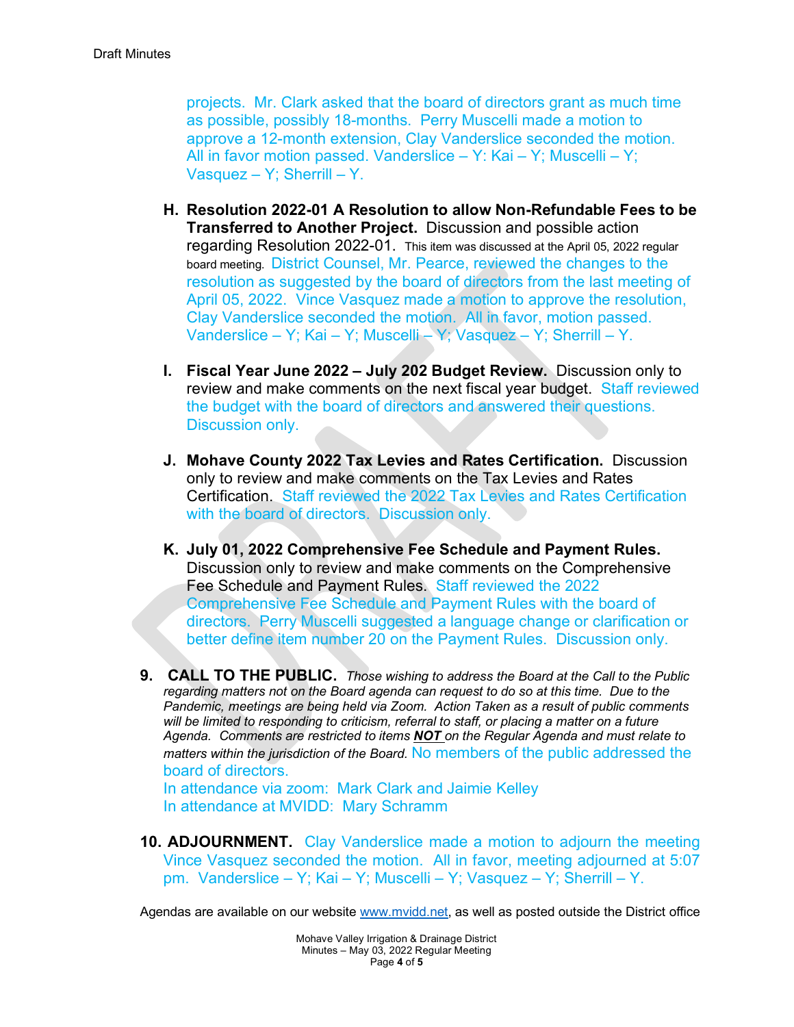Draft Minutes

projects. Mr. Clark asked that the board of directors grant as much time as possible, possibly 18-months. Perry Muscelli made a motion to approve a 12-month extension, Clay Vanderslice seconded the motion. All in favor motion passed. Vanderslice – Y: Kai – Y; Muscelli – Y; Vasquez – Y; Sherrill – Y.

H. **Resolution 2022-01 A Resolution to allow Non-Refundable Fees to be Transferred to Another Project.** Discussion and possible action regarding Resolution 2022-01. This item was discussed at the April 05, 2022 regular board meeting. District Counsel, Mr. Pearce, reviewed the changes to the resolution as suggested by the board of directors from the last meeting of April 05, 2022. Vince Vasquez made a motion to approve the resolution, Clay Vanderslice seconded the motion. All in favor, motion passed. Vanderslice – Y; Kai – Y; Muscelli – Y; Vasquez – Y; Sherrill – Y.

I. **Fiscal Year June 2022 – July 202 Budget Review.** Discussion only to review and make comments on the next fiscal year budget. Staff reviewed the budget with the board of directors and answered their questions. Discussion only.

J. **Mohave County 2022 Tax Levies and Rates Certification.** Discussion only to review and make comments on the Tax Levies and Rates Certification. Staff reviewed the 2022 Tax Levies and Rates Certification with the board of directors. Discussion only.

K. **July 01, 2022 Comprehensive Fee Schedule and Payment Rules.** Discussion only to review and make comments on the Comprehensive Fee Schedule and Payment Rules. Staff reviewed the 2022 Comprehensive Fee Schedule and Payment Rules with the board of directors. Perry Muscelli suggested a language change or clarification or better define item number 20 on the Payment Rules. Discussion only.

9. **CALL TO THE PUBLIC.** *Those wishing to address the Board at the Call to the Public regarding matters not on the Board agenda can request to do so at this time. Due to the Pandemic, meetings are being held via Zoom. Action Taken as a result of public comments will be limited to responding to criticism, referral to staff, or placing a matter on a future Agenda. Comments are restricted to items **NOT** on the Regular Agenda and must relate to matters within the jurisdiction of the Board.* No members of the public addressed the board of directors.
   In attendance via zoom: Mark Clark and Jaimie Kelley
   In attendance at MVIDD: Mary Schramm

10. **ADJOURNMENT.** Clay Vanderslice made a motion to adjourn the meeting Vince Vasquez seconded the motion. All in favor, meeting adjourned at 5:07 pm. Vanderslice – Y; Kai – Y; Muscelli – Y; Vasquez – Y; Sherrill – Y.

Agendas are available on our website www.mvidd.net, as well as posted outside the District office

Mohave Valley Irrigation & Drainage District
Minutes – May 03, 2022 Regular Meeting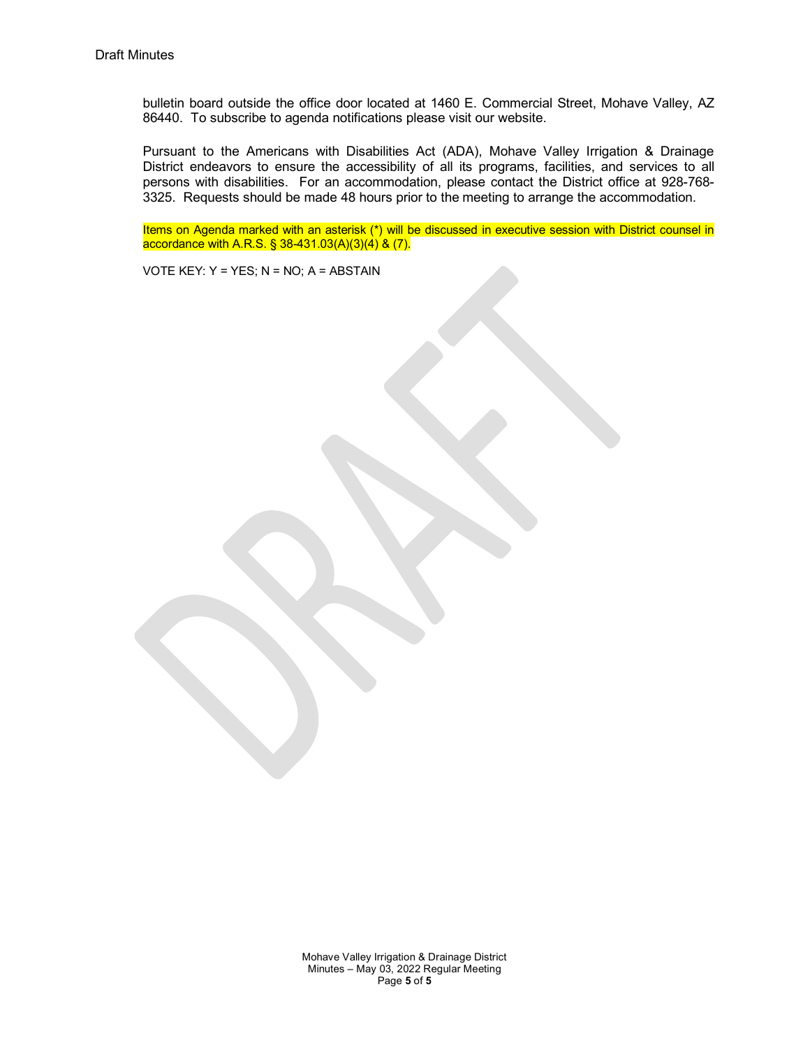bulletin board outside the office door located at 1460 E. Commercial Street, Mohave Valley, AZ 86440. To subscribe to agenda notifications please visit our website.

Pursuant to the Americans with Disabilities Act (ADA), Mohave Valley Irrigation & Drainage District endeavors to ensure the accessibility of all its programs, facilities, and services to all persons with disabilities. For an accommodation, please contact the District office at 928-768-3325. Requests should be made 48 hours prior to the meeting to arrange the accommodation.

Items on Agenda marked with an asterisk (*) will be discussed in executive session with District counsel in accordance with A.R.S. § 38-431.03(A)(3)(4) & (7).

VOTE KEY: Y = YES; N = NO; A = ABSTAIN